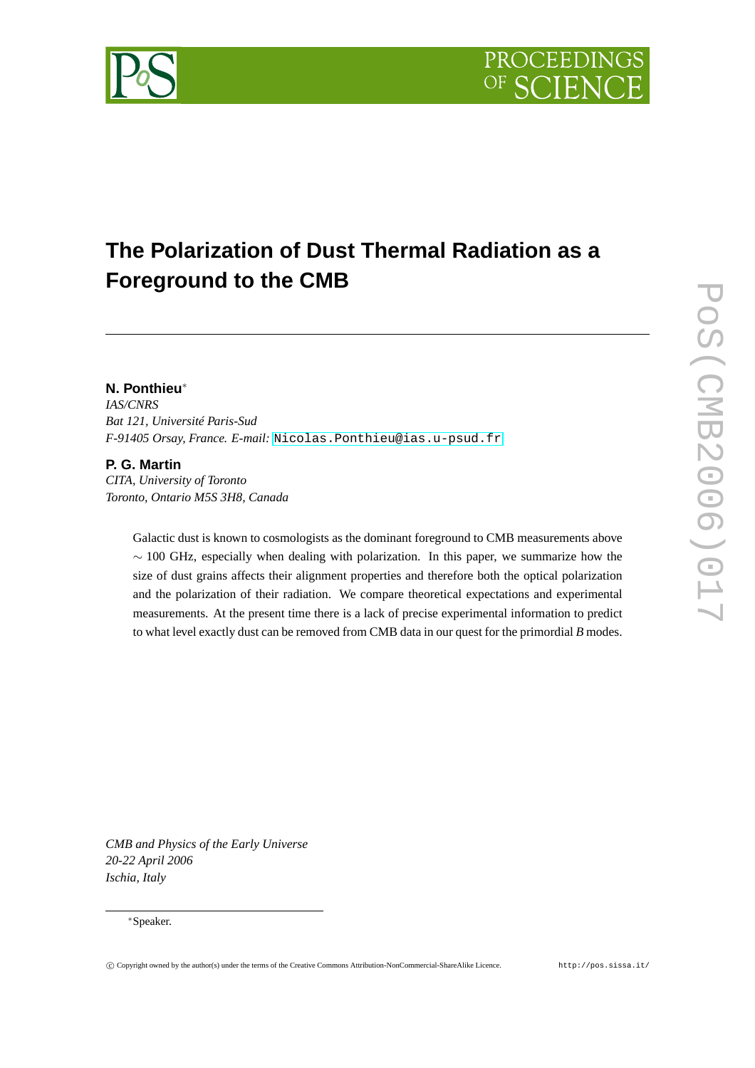# The Polarization of Dust Thermal Radiation as a Foreground to the CMB

**N. Ponthieu***

*IAS/CNRS*
*Bat 121, Université Paris-Sud*
*F-91405 Orsay, France.* *E-mail:* Nicolas.Ponthieu@ias.u-psud.fr

**P. G. Martin**

*CITA, University of Toronto*
*Toronto, Ontario M5S 3H8, Canada*

Galactic dust is known to cosmologists as the dominant foreground to CMB measurements above $\sim$ 100 GHz, especially when dealing with polarization. In this paper, we summarize how the size of dust grains affects their alignment properties and therefore both the optical polarization and the polarization of their radiation. We compare theoretical expectations and experimental measurements. At the present time there is a lack of precise experimental information to predict to what level exactly dust can be removed from CMB data in our quest for the primordial $B$ modes.

*CMB and Physics of the Early Universe*
*20-22 April 2006*
*Ischia, Italy*

*Speaker.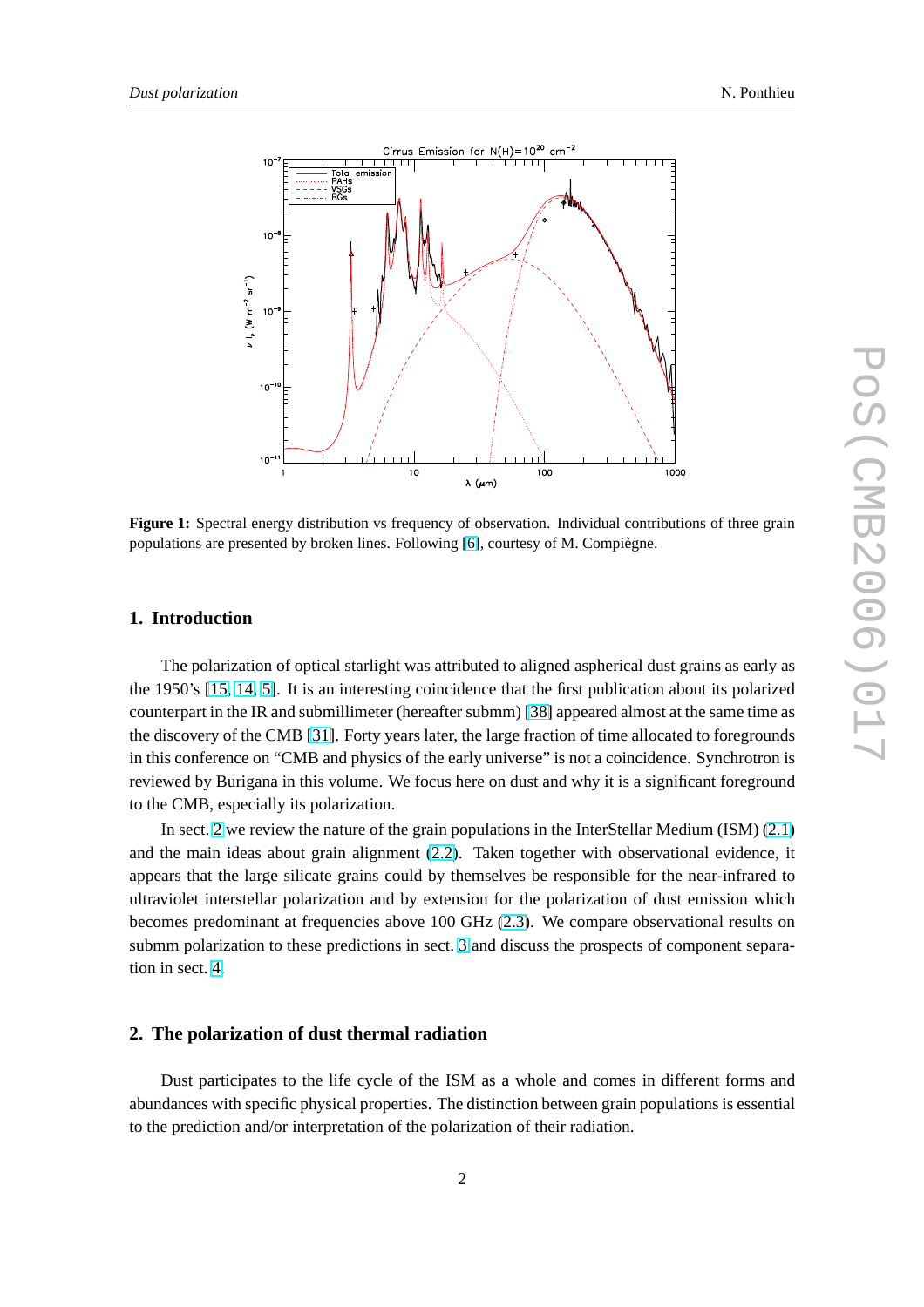**Figure 1:** Spectral energy distribution vs frequency of observation. Individual contributions of three grain populations are presented by broken lines. Following [6], courtesy of M. Compiègne.

## 1. Introduction

The polarization of optical starlight was attributed to aligned aspherical dust grains as early as the 1950's [15, 14, 5]. It is an interesting coincidence that the first publication about its polarized counterpart in the IR and submillimeter (hereafter submm) [38] appeared almost at the same time as the discovery of the CMB [31]. Forty years later, the large fraction of time allocated to foregrounds in this conference on "CMB and physics of the early universe" is not a coincidence. Synchrotron is reviewed by Burigana in this volume. We focus here on dust and why it is a significant foreground to the CMB, especially its polarization.

In sect. 2 we review the nature of the grain populations in the InterStellar Medium (ISM) (2.1) and the main ideas about grain alignment (2.2). Taken together with observational evidence, it appears that the large silicate grains could by themselves be responsible for the near-infrared to ultraviolet interstellar polarization and by extension for the polarization of dust emission which becomes predominant at frequencies above 100 GHz (2.3). We compare observational results on submm polarization to these predictions in sect. 3 and discuss the prospects of component separation in sect. 4.

## 2. The polarization of dust thermal radiation

Dust participates to the life cycle of the ISM as a whole and comes in different forms and abundances with specific physical properties. The distinction between grain populations is essential to the prediction and/or interpretation of the polarization of their radiation.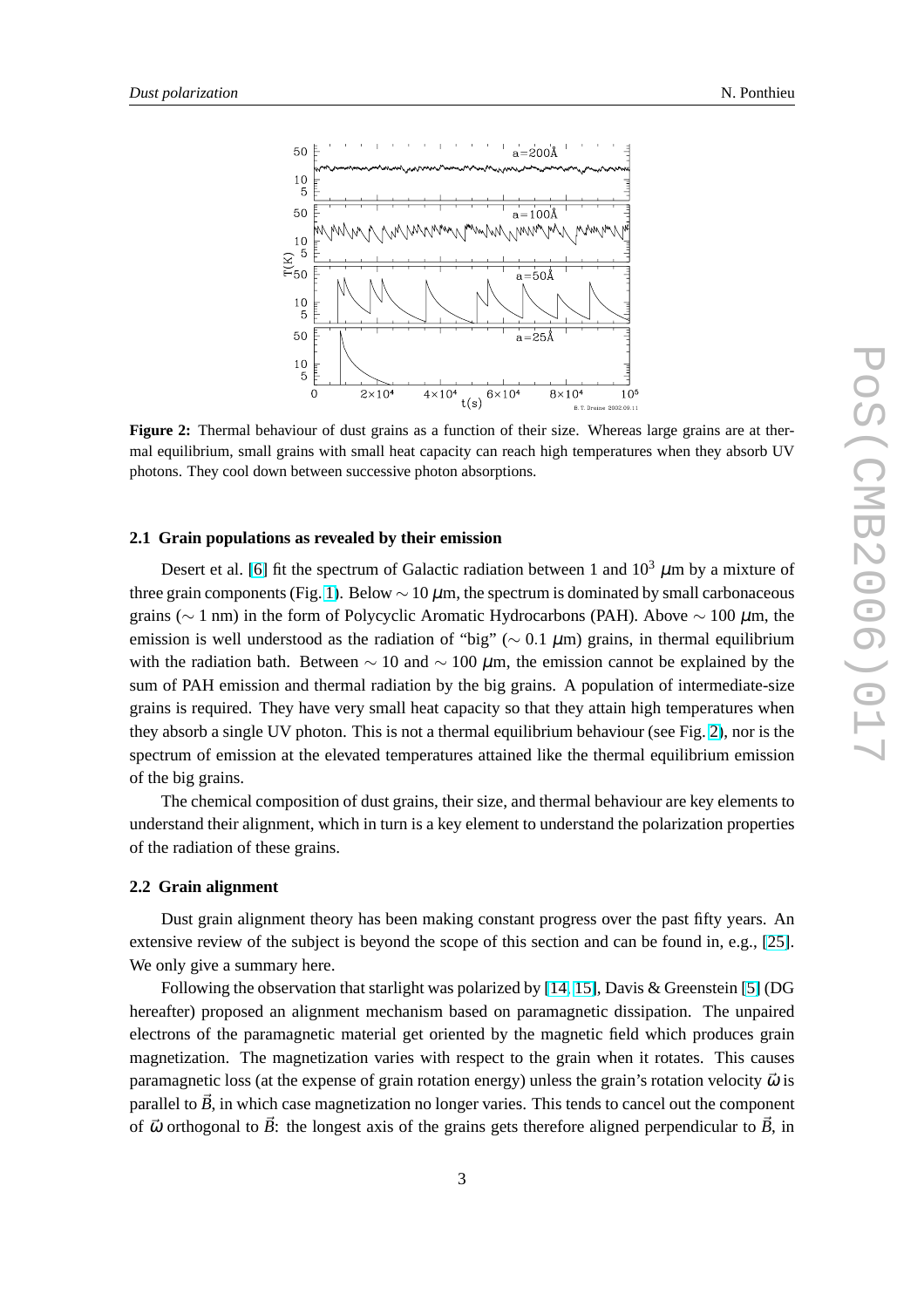**Figure 2:** Thermal behaviour of dust grains as a function of their size. Whereas large grains are at thermal equilibrium, small grains with small heat capacity can reach high temperatures when they absorb UV photons. They cool down between successive photon absorptions.

### 2.1 Grain populations as revealed by their emission

Desert et al. [6] fit the spectrum of Galactic radiation between 1 and $10^3$ $\mu$m by a mixture of three grain components (Fig. 1). Below $\sim 10$ $\mu$m, the spectrum is dominated by small carbonaceous grains ($\sim 1$ nm) in the form of Polycyclic Aromatic Hydrocarbons (PAH). Above $\sim 100$ $\mu$m, the emission is well understood as the radiation of "big" ($\sim 0.1$ $\mu$m) grains, in thermal equilibrium with the radiation bath. Between $\sim 10$ and $\sim 100$ $\mu$m, the emission cannot be explained by the sum of PAH emission and thermal radiation by the big grains. A population of intermediate-size grains is required. They have very small heat capacity so that they attain high temperatures when they absorb a single UV photon. This is not a thermal equilibrium behaviour (see Fig. 2), nor is the spectrum of emission at the elevated temperatures attained like the thermal equilibrium emission of the big grains.

The chemical composition of dust grains, their size, and thermal behaviour are key elements to understand their alignment, which in turn is a key element to understand the polarization properties of the radiation of these grains.

### 2.2 Grain alignment

Dust grain alignment theory has been making constant progress over the past fifty years. An extensive review of the subject is beyond the scope of this section and can be found in, e.g., [25]. We only give a summary here.

Following the observation that starlight was polarized by [14, 15], Davis & Greenstein [5] (DG hereafter) proposed an alignment mechanism based on paramagnetic dissipation. The unpaired electrons of the paramagnetic material get oriented by the magnetic field which produces grain magnetization. The magnetization varies with respect to the grain when it rotates. This causes paramagnetic loss (at the expense of grain rotation energy) unless the grain's rotation velocity $\vec{\omega}$ is parallel to $\vec{B}$, in which case magnetization no longer varies. This tends to cancel out the component of $\vec{\omega}$ orthogonal to $\vec{B}$: the longest axis of the grains gets therefore aligned perpendicular to $\vec{B}$, in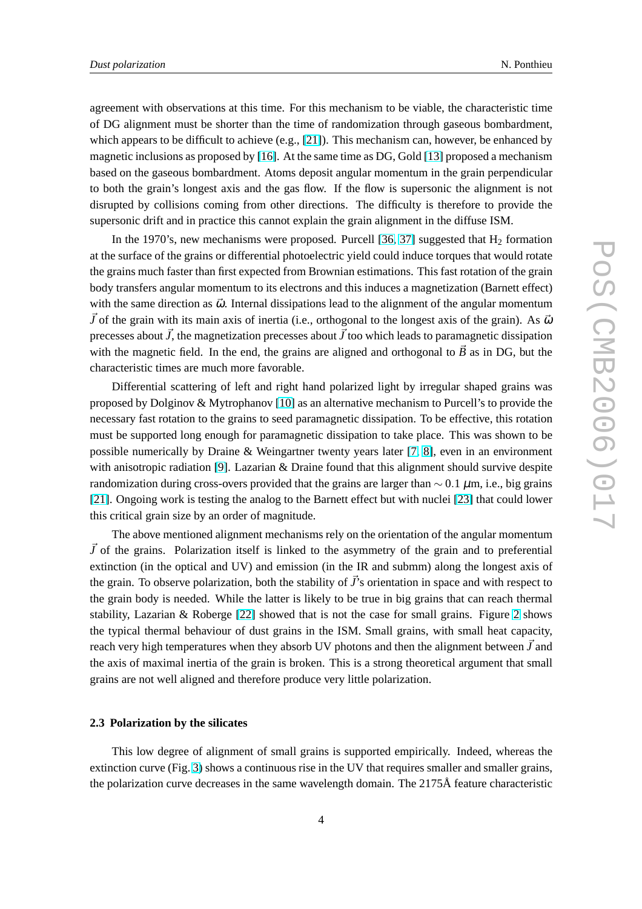agreement with observations at this time. For this mechanism to be viable, the characteristic time of DG alignment must be shorter than the time of randomization through gaseous bombardment, which appears to be difficult to achieve (e.g., [21]). This mechanism can, however, be enhanced by magnetic inclusions as proposed by [16]. At the same time as DG, Gold [13] proposed a mechanism based on the gaseous bombardment. Atoms deposit angular momentum in the grain perpendicular to both the grain's longest axis and the gas flow. If the flow is supersonic the alignment is not disrupted by collisions coming from other directions. The difficulty is therefore to provide the supersonic drift and in practice this cannot explain the grain alignment in the diffuse ISM.

In the 1970's, new mechanisms were proposed. Purcell [36, 37] suggested that $H_2$ formation at the surface of the grains or differential photoelectric yield could induce torques that would rotate the grains much faster than first expected from Brownian estimations. This fast rotation of the grain body transfers angular momentum to its electrons and this induces a magnetization (Barnett effect) with the same direction as $\vec{\omega}$. Internal dissipations lead to the alignment of the angular momentum $\vec{J}$ of the grain with its main axis of inertia (i.e., orthogonal to the longest axis of the grain). As $\vec{\omega}$ precesses about $\vec{J}$, the magnetization precesses about $\vec{J}$ too which leads to paramagnetic dissipation with the magnetic field. In the end, the grains are aligned and orthogonal to $\vec{B}$ as in DG, but the characteristic times are much more favorable.

Differential scattering of left and right hand polarized light by irregular shaped grains was proposed by Dolginov & Mytrophanov [10] as an alternative mechanism to Purcell's to provide the necessary fast rotation to the grains to seed paramagnetic dissipation. To be effective, this rotation must be supported long enough for paramagnetic dissipation to take place. This was shown to be possible numerically by Draine & Weingartner twenty years later [7, 8], even in an environment with anisotropic radiation [9]. Lazarian & Draine found that this alignment should survive despite randomization during cross-overs provided that the grains are larger than $\sim 0.1\ \mu$m, i.e., big grains [21]. Ongoing work is testing the analog to the Barnett effect but with nuclei [23] that could lower this critical grain size by an order of magnitude.

The above mentioned alignment mechanisms rely on the orientation of the angular momentum $\vec{J}$ of the grains. Polarization itself is linked to the asymmetry of the grain and to preferential extinction (in the optical and UV) and emission (in the IR and submm) along the longest axis of the grain. To observe polarization, both the stability of $\vec{J}$'s orientation in space and with respect to the grain body is needed. While the latter is likely to be true in big grains that can reach thermal stability, Lazarian & Roberge [22] showed that is not the case for small grains. Figure 2 shows the typical thermal behaviour of dust grains in the ISM. Small grains, with small heat capacity, reach very high temperatures when they absorb UV photons and then the alignment between $\vec{J}$ and the axis of maximal inertia of the grain is broken. This is a strong theoretical argument that small grains are not well aligned and therefore produce very little polarization.

### 2.3 Polarization by the silicates

This low degree of alignment of small grains is supported empirically. Indeed, whereas the extinction curve (Fig. 3) shows a continuous rise in the UV that requires smaller and smaller grains, the polarization curve decreases in the same wavelength domain. The 2175Å feature characteristic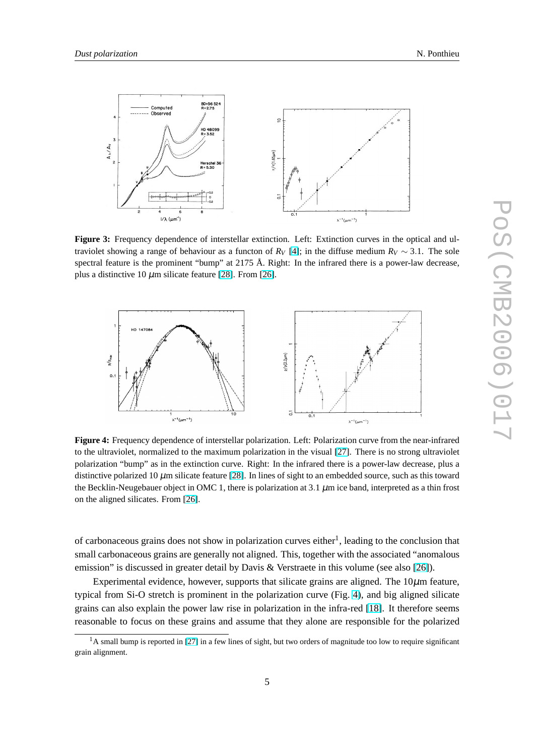**Figure 3:** Frequency dependence of interstellar extinction. Left: Extinction curves in the optical and ultraviolet showing a range of behaviour as a functon of $R_V$ [4]; in the diffuse medium $R_V \sim 3.1$. The sole spectral feature is the prominent "bump" at 2175 Å. Right: In the infrared there is a power-law decrease, plus a distinctive 10 $\mu$m silicate feature [28]. From [26].

**Figure 4:** Frequency dependence of interstellar polarization. Left: Polarization curve from the near-infrared to the ultraviolet, normalized to the maximum polarization in the visual [27]. There is no strong ultraviolet polarization "bump" as in the extinction curve. Right: In the infrared there is a power-law decrease, plus a distinctive polarized 10 $\mu$m silicate feature [28]. In lines of sight to an embedded source, such as this toward the Becklin-Neugebauer object in OMC 1, there is polarization at 3.1 $\mu$m ice band, interpreted as a thin frost on the aligned silicates. From [26].

of carbonaceous grains does not show in polarization curves either[1], leading to the conclusion that small carbonaceous grains are generally not aligned. This, together with the associated "anomalous emission" is discussed in greater detail by Davis & Verstraete in this volume (see also [26]).

Experimental evidence, however, supports that silicate grains are aligned. The 10$\mu$m feature, typical from Si-O stretch is prominent in the polarization curve (Fig. 4), and big aligned silicate grains can also explain the power law rise in polarization in the infra-red [18]. It therefore seems reasonable to focus on these grains and assume that they alone are responsible for the polarized

[1] A small bump is reported in [27] in a few lines of sight, but two orders of magnitude too low to require significant grain alignment.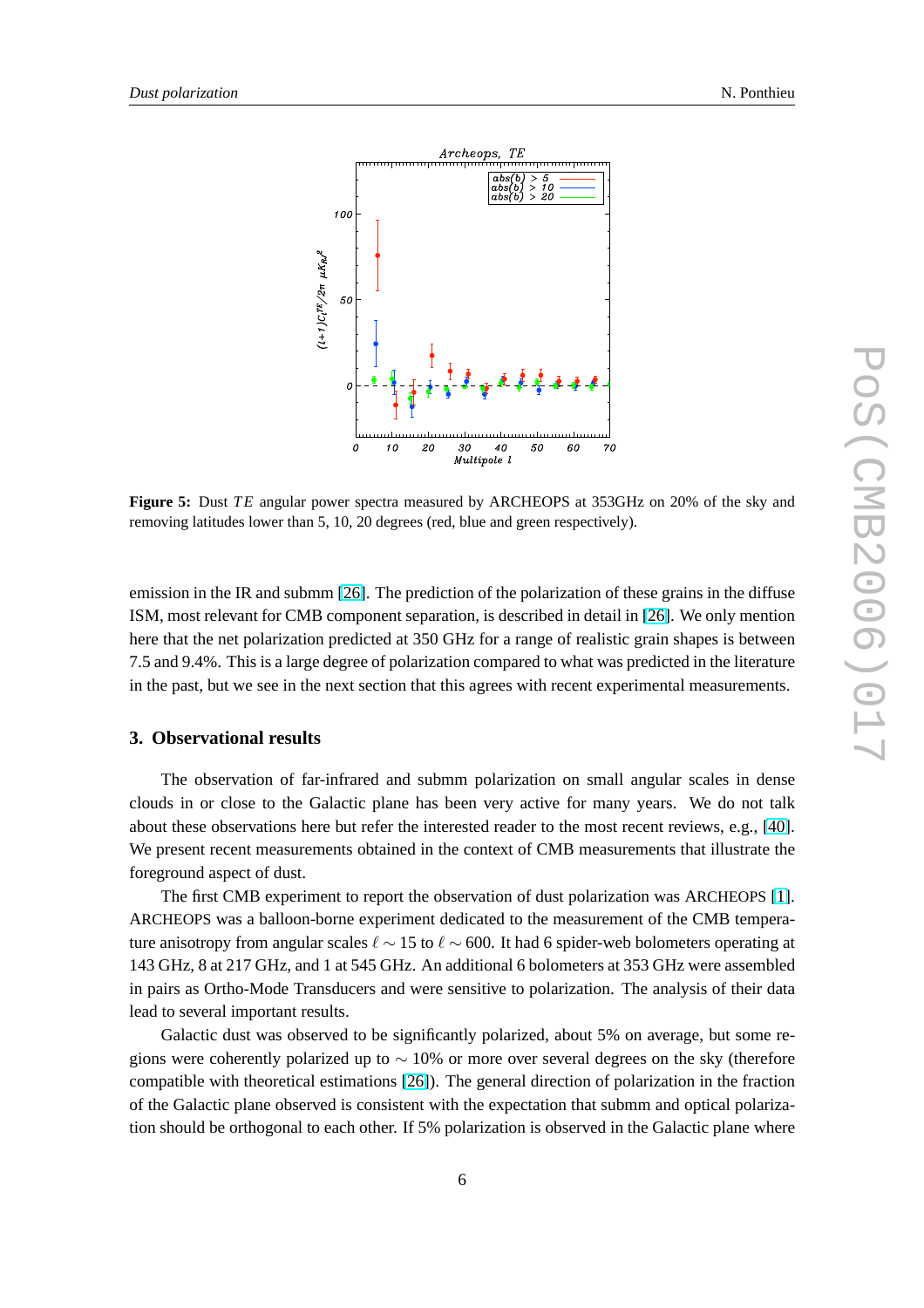**Figure 5:** Dust $TE$ angular power spectra measured by ARCHEOPS at 353GHz on 20% of the sky and removing latitudes lower than 5, 10, 20 degrees (red, blue and green respectively).

emission in the IR and submm [26]. The prediction of the polarization of these grains in the diffuse ISM, most relevant for CMB component separation, is described in detail in [26]. We only mention here that the net polarization predicted at 350 GHz for a range of realistic grain shapes is between 7.5 and 9.4%. This is a large degree of polarization compared to what was predicted in the literature in the past, but we see in the next section that this agrees with recent experimental measurements.

## 3. Observational results

The observation of far-infrared and submm polarization on small angular scales in dense clouds in or close to the Galactic plane has been very active for many years. We do not talk about these observations here but refer the interested reader to the most recent reviews, e.g., [40]. We present recent measurements obtained in the context of CMB measurements that illustrate the foreground aspect of dust.

The first CMB experiment to report the observation of dust polarization was ARCHEOPS [1]. ARCHEOPS was a balloon-borne experiment dedicated to the measurement of the CMB temperature anisotropy from angular scales $\ell \sim 15$ to $\ell \sim 600$. It had 6 spider-web bolometers operating at 143 GHz, 8 at 217 GHz, and 1 at 545 GHz. An additional 6 bolometers at 353 GHz were assembled in pairs as Ortho-Mode Transducers and were sensitive to polarization. The analysis of their data lead to several important results.

Galactic dust was observed to be significantly polarized, about 5% on average, but some regions were coherently polarized up to $\sim 10\%$ or more over several degrees on the sky (therefore compatible with theoretical estimations [26]). The general direction of polarization in the fraction of the Galactic plane observed is consistent with the expectation that submm and optical polarization should be orthogonal to each other. If 5% polarization is observed in the Galactic plane where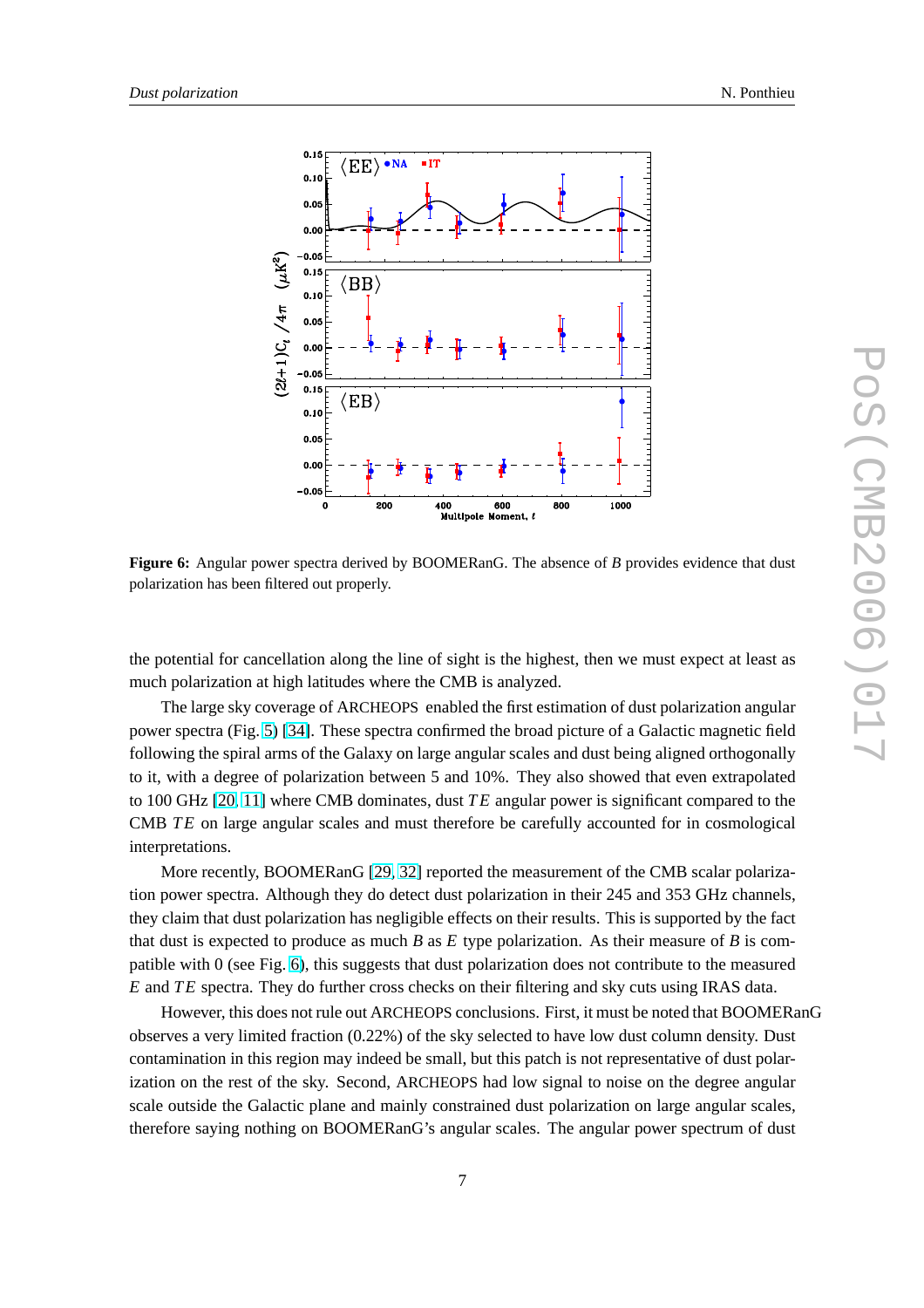**Figure 6:** Angular power spectra derived by BOOMERanG. The absence of $B$ provides evidence that dust polarization has been filtered out properly.

the potential for cancellation along the line of sight is the highest, then we must expect at least as much polarization at high latitudes where the CMB is analyzed.

The large sky coverage of ARCHEOPS enabled the first estimation of dust polarization angular power spectra (Fig. 5) [34]. These spectra confirmed the broad picture of a Galactic magnetic field following the spiral arms of the Galaxy on large angular scales and dust being aligned orthogonally to it, with a degree of polarization between 5 and 10%. They also showed that even extrapolated to 100 GHz [20, 11] where CMB dominates, dust $TE$ angular power is significant compared to the CMB $TE$ on large angular scales and must therefore be carefully accounted for in cosmological interpretations.

More recently, BOOMERanG [29, 32] reported the measurement of the CMB scalar polarization power spectra. Although they do detect dust polarization in their 245 and 353 GHz channels, they claim that dust polarization has negligible effects on their results. This is supported by the fact that dust is expected to produce as much $B$ as $E$ type polarization. As their measure of $B$ is compatible with 0 (see Fig. 6), this suggests that dust polarization does not contribute to the measured $E$ and $TE$ spectra. They do further cross checks on their filtering and sky cuts using IRAS data.

However, this does not rule out ARCHEOPS conclusions. First, it must be noted that BOOMERanG observes a very limited fraction (0.22%) of the sky selected to have low dust column density. Dust contamination in this region may indeed be small, but this patch is not representative of dust polarization on the rest of the sky. Second, ARCHEOPS had low signal to noise on the degree angular scale outside the Galactic plane and mainly constrained dust polarization on large angular scales, therefore saying nothing on BOOMERanG's angular scales. The angular power spectrum of dust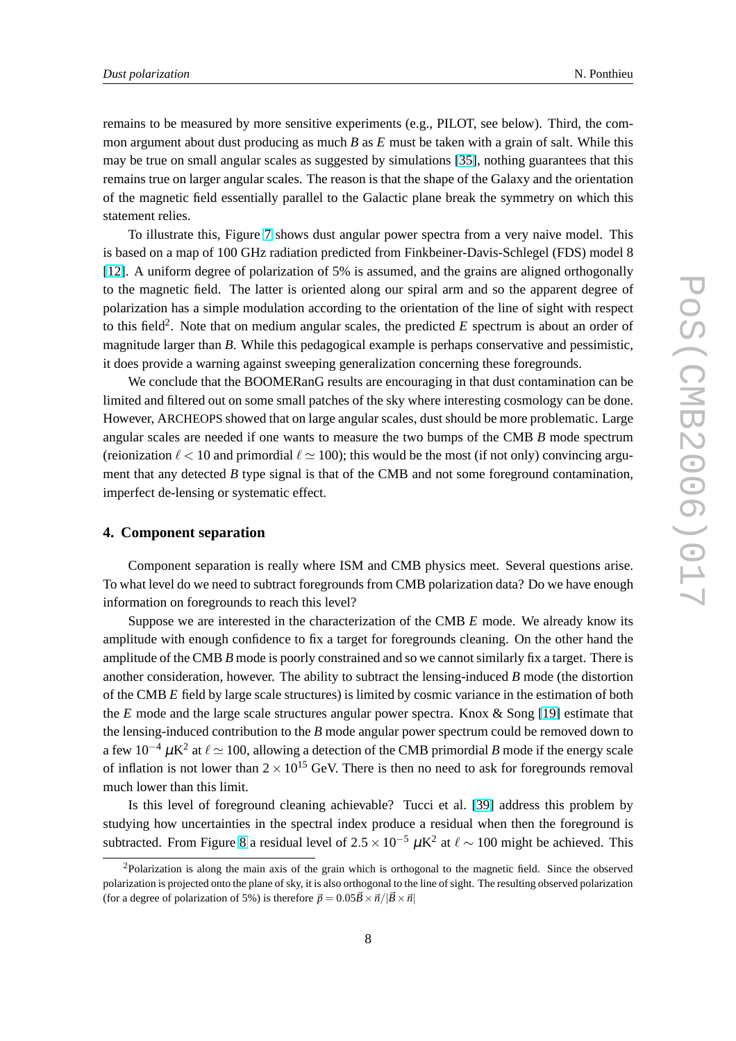remains to be measured by more sensitive experiments (e.g., PILOT, see below). Third, the common argument about dust producing as much $B$ as $E$ must be taken with a grain of salt. While this may be true on small angular scales as suggested by simulations [35], nothing guarantees that this remains true on larger angular scales. The reason is that the shape of the Galaxy and the orientation of the magnetic field essentially parallel to the Galactic plane break the symmetry on which this statement relies.

To illustrate this, Figure 7 shows dust angular power spectra from a very naive model. This is based on a map of 100 GHz radiation predicted from Finkbeiner-Davis-Schlegel (FDS) model 8 [12]. A uniform degree of polarization of 5% is assumed, and the grains are aligned orthogonally to the magnetic field. The latter is oriented along our spiral arm and so the apparent degree of polarization has a simple modulation according to the orientation of the line of sight with respect to this field[2]. Note that on medium angular scales, the predicted $E$ spectrum is about an order of magnitude larger than $B$. While this pedagogical example is perhaps conservative and pessimistic, it does provide a warning against sweeping generalization concerning these foregrounds.

We conclude that the BOOMERanG results are encouraging in that dust contamination can be limited and filtered out on some small patches of the sky where interesting cosmology can be done. However, ARCHEOPS showed that on large angular scales, dust should be more problematic. Large angular scales are needed if one wants to measure the two bumps of the CMB $B$ mode spectrum (reionization $\ell < 10$ and primordial $\ell \simeq 100$); this would be the most (if not only) convincing argument that any detected $B$ type signal is that of the CMB and not some foreground contamination, imperfect de-lensing or systematic effect.

## 4. Component separation

Component separation is really where ISM and CMB physics meet. Several questions arise. To what level do we need to subtract foregrounds from CMB polarization data? Do we have enough information on foregrounds to reach this level?

Suppose we are interested in the characterization of the CMB $E$ mode. We already know its amplitude with enough confidence to fix a target for foregrounds cleaning. On the other hand the amplitude of the CMB $B$ mode is poorly constrained and so we cannot similarly fix a target. There is another consideration, however. The ability to subtract the lensing-induced $B$ mode (the distortion of the CMB $E$ field by large scale structures) is limited by cosmic variance in the estimation of both the $E$ mode and the large scale structures angular power spectra. Knox & Song [19] estimate that the lensing-induced contribution to the $B$ mode angular power spectrum could be removed down to a few $10^{-4}\ \mu\mathrm{K}^2$ at $\ell \simeq 100$, allowing a detection of the CMB primordial $B$ mode if the energy scale of inflation is not lower than $2 \times 10^{15}$ GeV. There is then no need to ask for foregrounds removal much lower than this limit.

Is this level of foreground cleaning achievable? Tucci et al. [39] address this problem by studying how uncertainties in the spectral index produce a residual when then the foreground is subtracted. From Figure 8 a residual level of $2.5 \times 10^{-5}\ \mu\mathrm{K}^2$ at $\ell \sim 100$ might be achieved. This

---

[2] Polarization is along the main axis of the grain which is orthogonal to the magnetic field. Since the observed polarization is projected onto the plane of sky, it is also orthogonal to the line of sight. The resulting observed polarization (for a degree of polarization of 5%) is therefore $\vec{p} = 0.05\vec{B} \times \vec{n} / |\vec{B} \times \vec{n}|$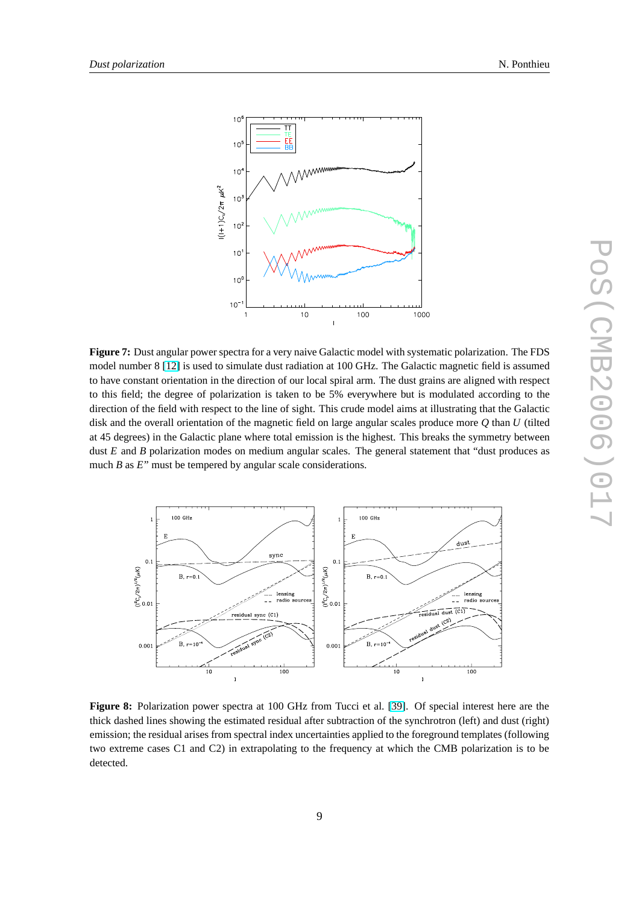**Figure 7:** Dust angular power spectra for a very naive Galactic model with systematic polarization. The FDS model number 8 [12] is used to simulate dust radiation at 100 GHz. The Galactic magnetic field is assumed to have constant orientation in the direction of our local spiral arm. The dust grains are aligned with respect to this field; the degree of polarization is taken to be 5% everywhere but is modulated according to the direction of the field with respect to the line of sight. This crude model aims at illustrating that the Galactic disk and the overall orientation of the magnetic field on large angular scales produce more $Q$ than $U$ (tilted at 45 degrees) in the Galactic plane where total emission is the highest. This breaks the symmetry between dust $E$ and $B$ polarization modes on medium angular scales. The general statement that "dust produces as much $B$ as $E$" must be tempered by angular scale considerations.

**Figure 8:** Polarization power spectra at 100 GHz from Tucci et al. [39]. Of special interest here are the thick dashed lines showing the estimated residual after subtraction of the synchrotron (left) and dust (right) emission; the residual arises from spectral index uncertainties applied to the foreground templates (following two extreme cases C1 and C2) in extrapolating to the frequency at which the CMB polarization is to be detected.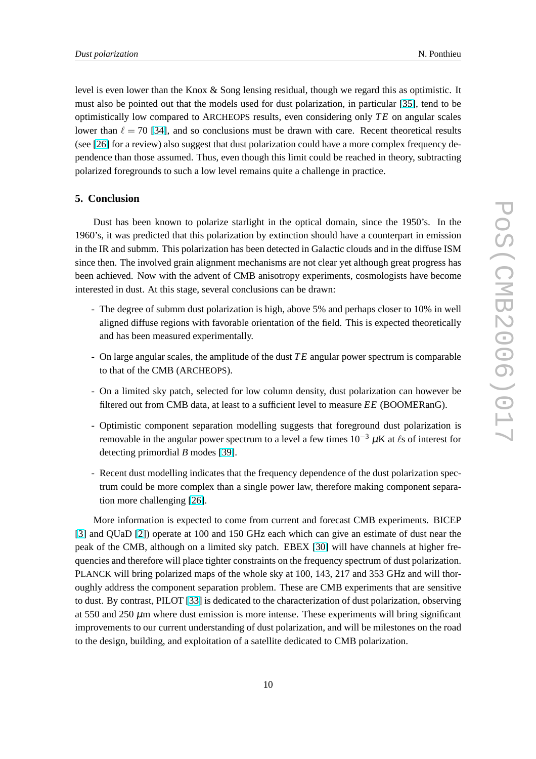level is even lower than the Knox & Song lensing residual, though we regard this as optimistic. It must also be pointed out that the models used for dust polarization, in particular [35], tend to be optimistically low compared to ARCHEOPS results, even considering only $TE$ on angular scales lower than $\ell = 70$ [34], and so conclusions must be drawn with care. Recent theoretical results (see [26] for a review) also suggest that dust polarization could have a more complex frequency dependence than those assumed. Thus, even though this limit could be reached in theory, subtracting polarized foregrounds to such a low level remains quite a challenge in practice.

## 5. Conclusion

Dust has been known to polarize starlight in the optical domain, since the 1950's. In the 1960's, it was predicted that this polarization by extinction should have a counterpart in emission in the IR and submm. This polarization has been detected in Galactic clouds and in the diffuse ISM since then. The involved grain alignment mechanisms are not clear yet although great progress has been achieved. Now with the advent of CMB anisotropy experiments, cosmologists have become interested in dust. At this stage, several conclusions can be drawn:

- The degree of submm dust polarization is high, above 5% and perhaps closer to 10% in well aligned diffuse regions with favorable orientation of the field. This is expected theoretically and has been measured experimentally.
- On large angular scales, the amplitude of the dust $TE$ angular power spectrum is comparable to that of the CMB (ARCHEOPS).
- On a limited sky patch, selected for low column density, dust polarization can however be filtered out from CMB data, at least to a sufficient level to measure $EE$ (BOOMERanG).
- Optimistic component separation modelling suggests that foreground dust polarization is removable in the angular power spectrum to a level a few times $10^{-3}$ $\mu$K at $\ell$s of interest for detecting primordial $B$ modes [39].
- Recent dust modelling indicates that the frequency dependence of the dust polarization spectrum could be more complex than a single power law, therefore making component separation more challenging [26].

More information is expected to come from current and forecast CMB experiments. BICEP [3] and QUaD [2]) operate at 100 and 150 GHz each which can give an estimate of dust near the peak of the CMB, although on a limited sky patch. EBEX [30] will have channels at higher frequencies and therefore will place tighter constraints on the frequency spectrum of dust polarization. PLANCK will bring polarized maps of the whole sky at 100, 143, 217 and 353 GHz and will thoroughly address the component separation problem. These are CMB experiments that are sensitive to dust. By contrast, PILOT [33] is dedicated to the characterization of dust polarization, observing at 550 and 250 $\mu$m where dust emission is more intense. These experiments will bring significant improvements to our current understanding of dust polarization, and will be milestones on the road to the design, building, and exploitation of a satellite dedicated to CMB polarization.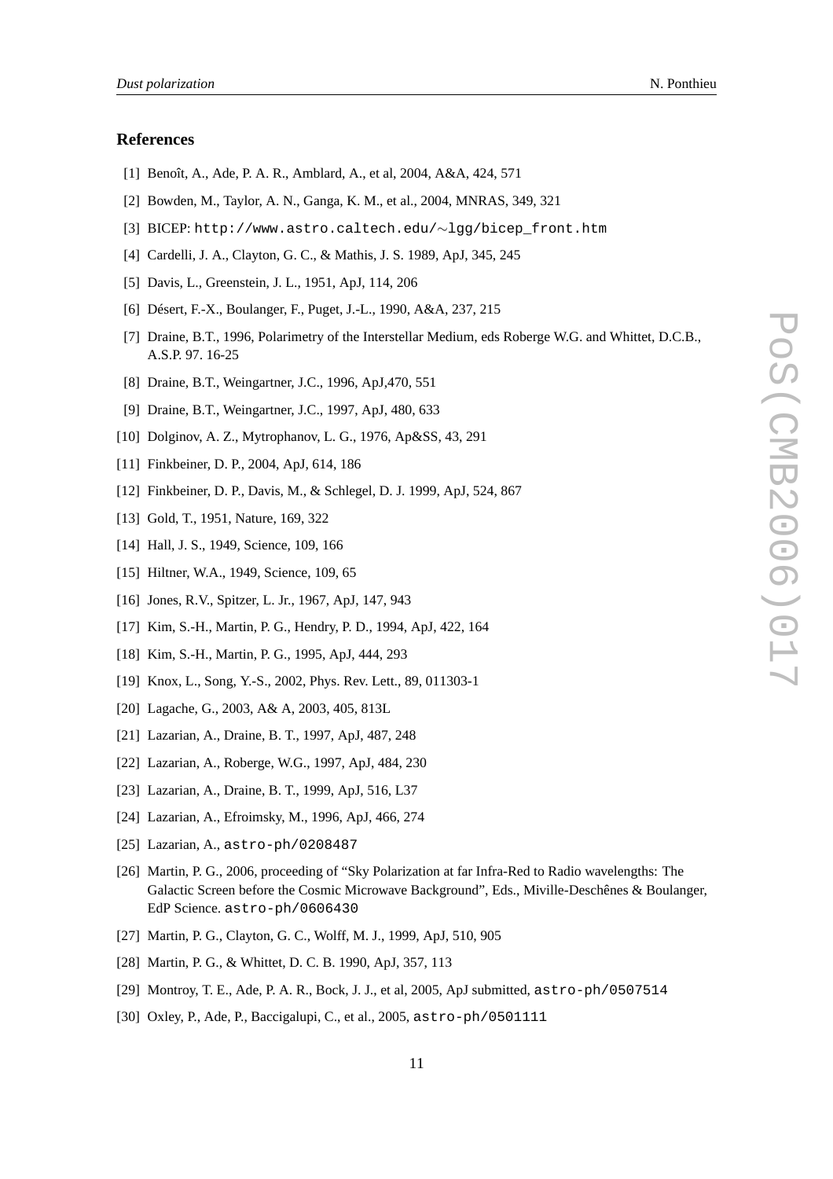## References

[1] Benoît, A., Ade, P. A. R., Amblard, A., et al, 2004, A&A, 424, 571

[2] Bowden, M., Taylor, A. N., Ganga, K. M., et al., 2004, MNRAS, 349, 321

[3] BICEP: `http://www.astro.caltech.edu/~lgg/bicep_front.htm`

[4] Cardelli, J. A., Clayton, G. C., & Mathis, J. S. 1989, ApJ, 345, 245

[5] Davis, L., Greenstein, J. L., 1951, ApJ, 114, 206

[6] Désert, F.-X., Boulanger, F., Puget, J.-L., 1990, A&A, 237, 215

[7] Draine, B.T., 1996, Polarimetry of the Interstellar Medium, eds Roberge W.G. and Whittet, D.C.B., A.S.P. 97. 16-25

[8] Draine, B.T., Weingartner, J.C., 1996, ApJ,470, 551

[9] Draine, B.T., Weingartner, J.C., 1997, ApJ, 480, 633

[10] Dolginov, A. Z., Mytrophanov, L. G., 1976, Ap&SS, 43, 291

[11] Finkbeiner, D. P., 2004, ApJ, 614, 186

[12] Finkbeiner, D. P., Davis, M., & Schlegel, D. J. 1999, ApJ, 524, 867

[13] Gold, T., 1951, Nature, 169, 322

[14] Hall, J. S., 1949, Science, 109, 166

[15] Hiltner, W.A., 1949, Science, 109, 65

[16] Jones, R.V., Spitzer, L. Jr., 1967, ApJ, 147, 943

[17] Kim, S.-H., Martin, P. G., Hendry, P. D., 1994, ApJ, 422, 164

[18] Kim, S.-H., Martin, P. G., 1995, ApJ, 444, 293

[19] Knox, L., Song, Y.-S., 2002, Phys. Rev. Lett., 89, 011303-1

[20] Lagache, G., 2003, A& A, 2003, 405, 813L

[21] Lazarian, A., Draine, B. T., 1997, ApJ, 487, 248

[22] Lazarian, A., Roberge, W.G., 1997, ApJ, 484, 230

[23] Lazarian, A., Draine, B. T., 1999, ApJ, 516, L37

[24] Lazarian, A., Efroimsky, M., 1996, ApJ, 466, 274

[25] Lazarian, A., `astro-ph/0208487`

[26] Martin, P. G., 2006, proceeding of "Sky Polarization at far Infra-Red to Radio wavelengths: The Galactic Screen before the Cosmic Microwave Background", Eds., Miville-Deschênes & Boulanger, EdP Science. `astro-ph/0606430`

[27] Martin, P. G., Clayton, G. C., Wolff, M. J., 1999, ApJ, 510, 905

[28] Martin, P. G., & Whittet, D. C. B. 1990, ApJ, 357, 113

[29] Montroy, T. E., Ade, P. A. R., Bock, J. J., et al, 2005, ApJ submitted, `astro-ph/0507514`

[30] Oxley, P., Ade, P., Baccigalupi, C., et al., 2005, `astro-ph/0501111`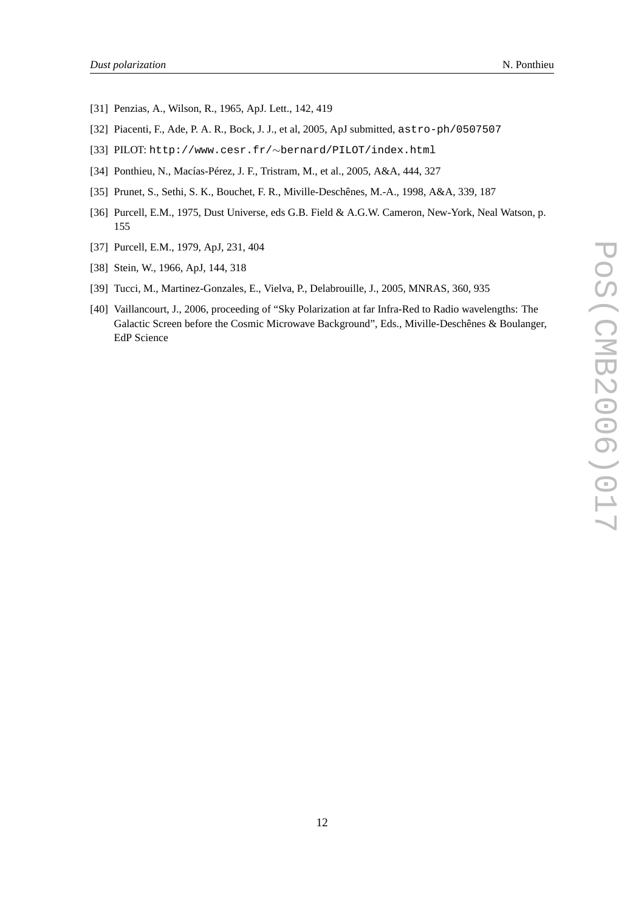[31] Penzias, A., Wilson, R., 1965, ApJ. Lett., 142, 419

[32] Piacenti, F., Ade, P. A. R., Bock, J. J., et al, 2005, ApJ submitted, astro-ph/0507507

[33] PILOT: http://www.cesr.fr/∼bernard/PILOT/index.html

[34] Ponthieu, N., Macías-Pérez, J. F., Tristram, M., et al., 2005, A&A, 444, 327

[35] Prunet, S., Sethi, S. K., Bouchet, F. R., Miville-Deschênes, M.-A., 1998, A&A, 339, 187

[36] Purcell, E.M., 1975, Dust Universe, eds G.B. Field & A.G.W. Cameron, New-York, Neal Watson, p. 155

[37] Purcell, E.M., 1979, ApJ, 231, 404

[38] Stein, W., 1966, ApJ, 144, 318

[39] Tucci, M., Martinez-Gonzales, E., Vielva, P., Delabrouille, J., 2005, MNRAS, 360, 935

[40] Vaillancourt, J., 2006, proceeding of "Sky Polarization at far Infra-Red to Radio wavelengths: The Galactic Screen before the Cosmic Microwave Background", Eds., Miville-Deschênes & Boulanger, EdP Science